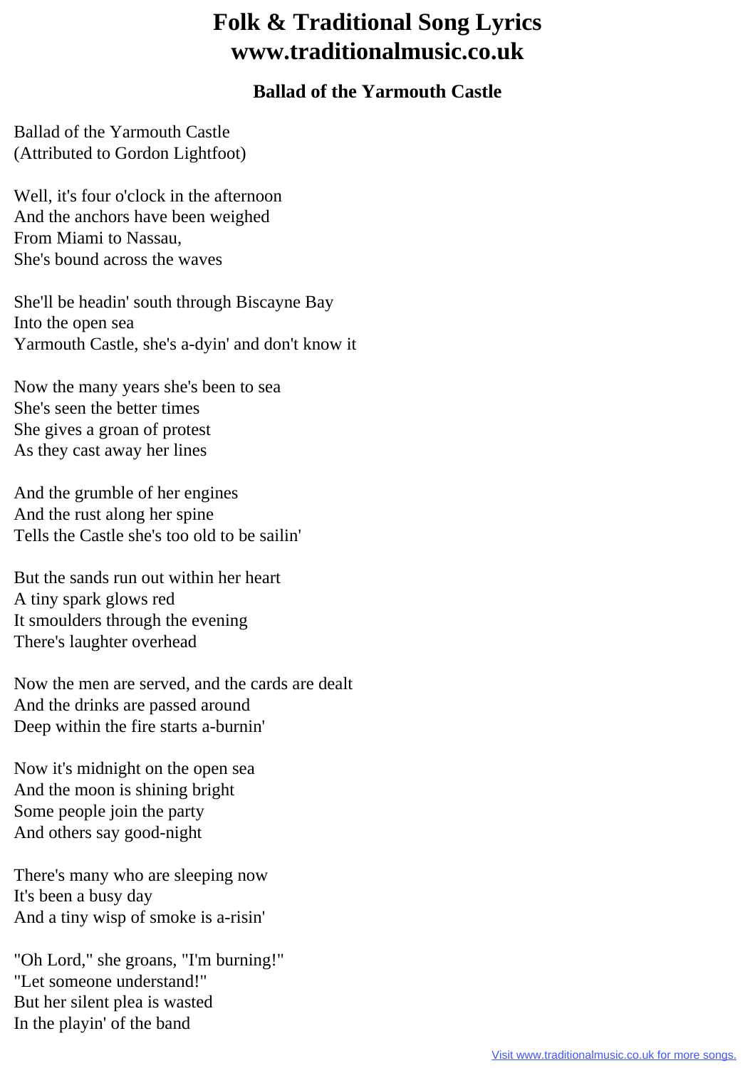# Folk & Traditional Song Lyrics
# www.traditionalmusic.co.uk

## Ballad of the Yarmouth Castle

Ballad of the Yarmouth Castle
(Attributed to Gordon Lightfoot)

Well, it's four o'clock in the afternoon
And the anchors have been weighed
From Miami to Nassau,
She's bound across the waves

She'll be headin' south through Biscayne Bay
Into the open sea
Yarmouth Castle, she's a-dyin' and don't know it

Now the many years she's been to sea
She's seen the better times
She gives a groan of protest
As they cast away her lines

And the grumble of her engines
And the rust along her spine
Tells the Castle she's too old to be sailin'

But the sands run out within her heart
A tiny spark glows red
It smoulders through the evening
There's laughter overhead

Now the men are served, and the cards are dealt
And the drinks are passed around
Deep within the fire starts a-burnin'

Now it's midnight on the open sea
And the moon is shining bright
Some people join the party
And others say good-night

There's many who are sleeping now
It's been a busy day
And a tiny wisp of smoke is a-risin'

"Oh Lord," she groans, "I'm burning!"
"Let someone understand!"
But her silent plea is wasted
In the playin' of the band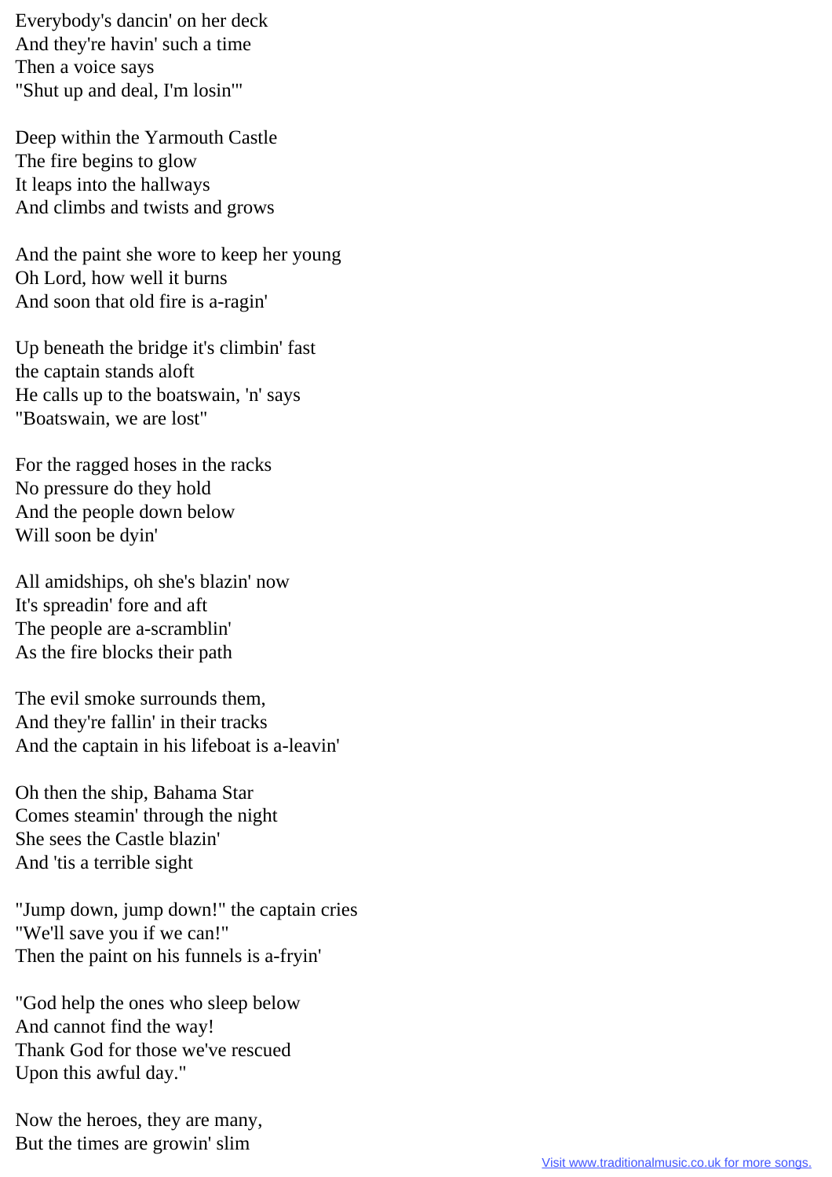Everybody's dancin' on her deck
And they're havin' such a time
Then a voice says
"Shut up and deal, I'm losin'"

Deep within the Yarmouth Castle
The fire begins to glow
It leaps into the hallways
And climbs and twists and grows

And the paint she wore to keep her young
Oh Lord, how well it burns
And soon that old fire is a-ragin'

Up beneath the bridge it's climbin' fast
the captain stands aloft
He calls up to the boatswain, 'n' says
"Boatswain, we are lost"

For the ragged hoses in the racks
No pressure do they hold
And the people down below
Will soon be dyin'

All amidships, oh she's blazin' now
It's spreadin' fore and aft
The people are a-scramblin'
As the fire blocks their path

The evil smoke surrounds them,
And they're fallin' in their tracks
And the captain in his lifeboat is a-leavin'

Oh then the ship, Bahama Star
Comes steamin' through the night
She sees the Castle blazin'
And 'tis a terrible sight

"Jump down, jump down!" the captain cries
"We'll save you if we can!"
Then the paint on his funnels is a-fryin'

"God help the ones who sleep below
And cannot find the way!
Thank God for those we've rescued
Upon this awful day."

Now the heroes, they are many,
But the times are growin' slim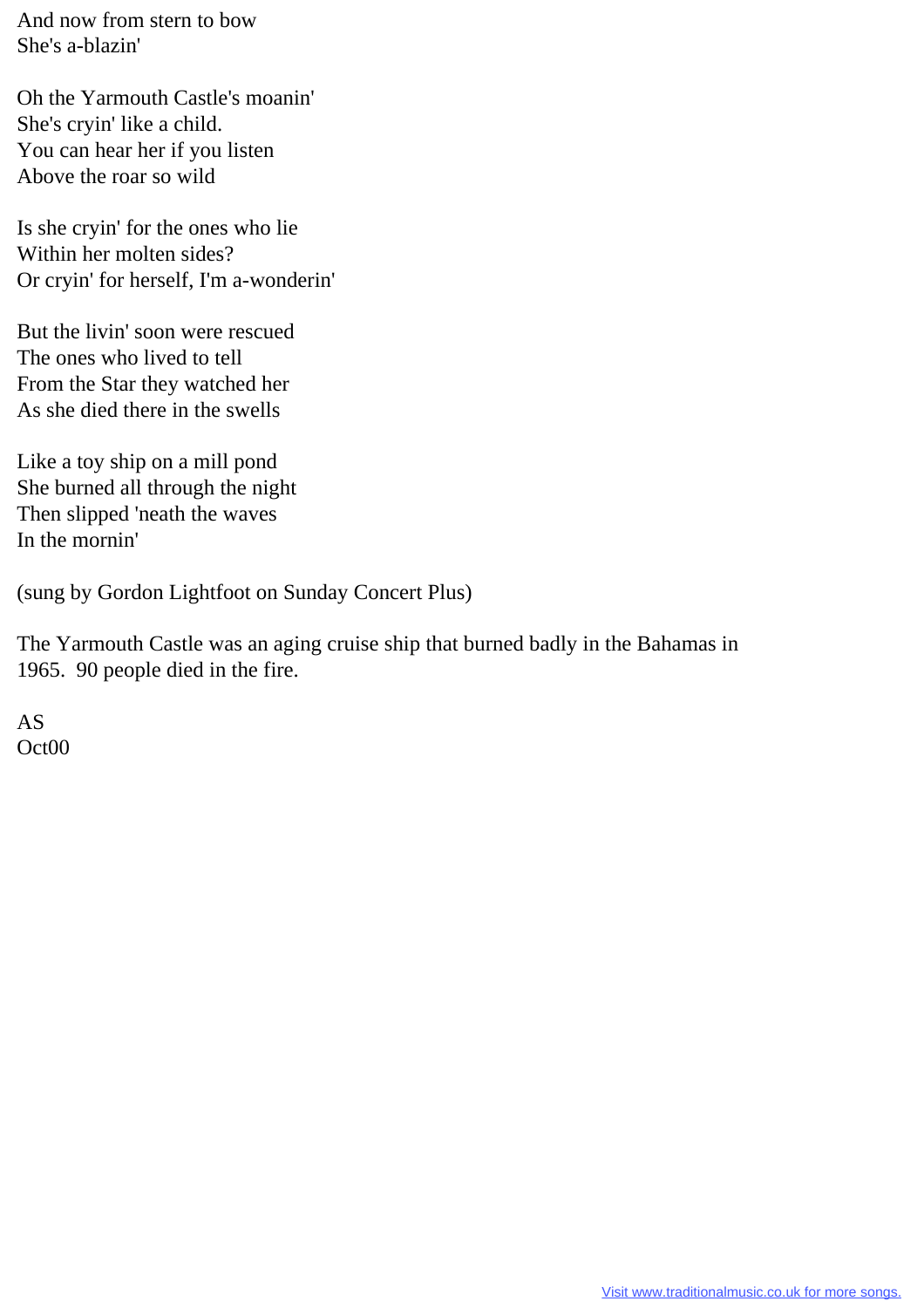And now from stern to bow
She's a-blazin'

Oh the Yarmouth Castle's moanin'
She's cryin' like a child.
You can hear her if you listen
Above the roar so wild

Is she cryin' for the ones who lie
Within her molten sides?
Or cryin' for herself, I'm a-wonderin'

But the livin' soon were rescued
The ones who lived to tell
From the Star they watched her
As she died there in the swells

Like a toy ship on a mill pond
She burned all through the night
Then slipped 'neath the waves
In the mornin'

(sung by Gordon Lightfoot on Sunday Concert Plus)

The Yarmouth Castle was an aging cruise ship that burned badly in the Bahamas in 1965. 90 people died in the fire.

AS
Oct00

Visit www.traditionalmusic.co.uk for more songs.